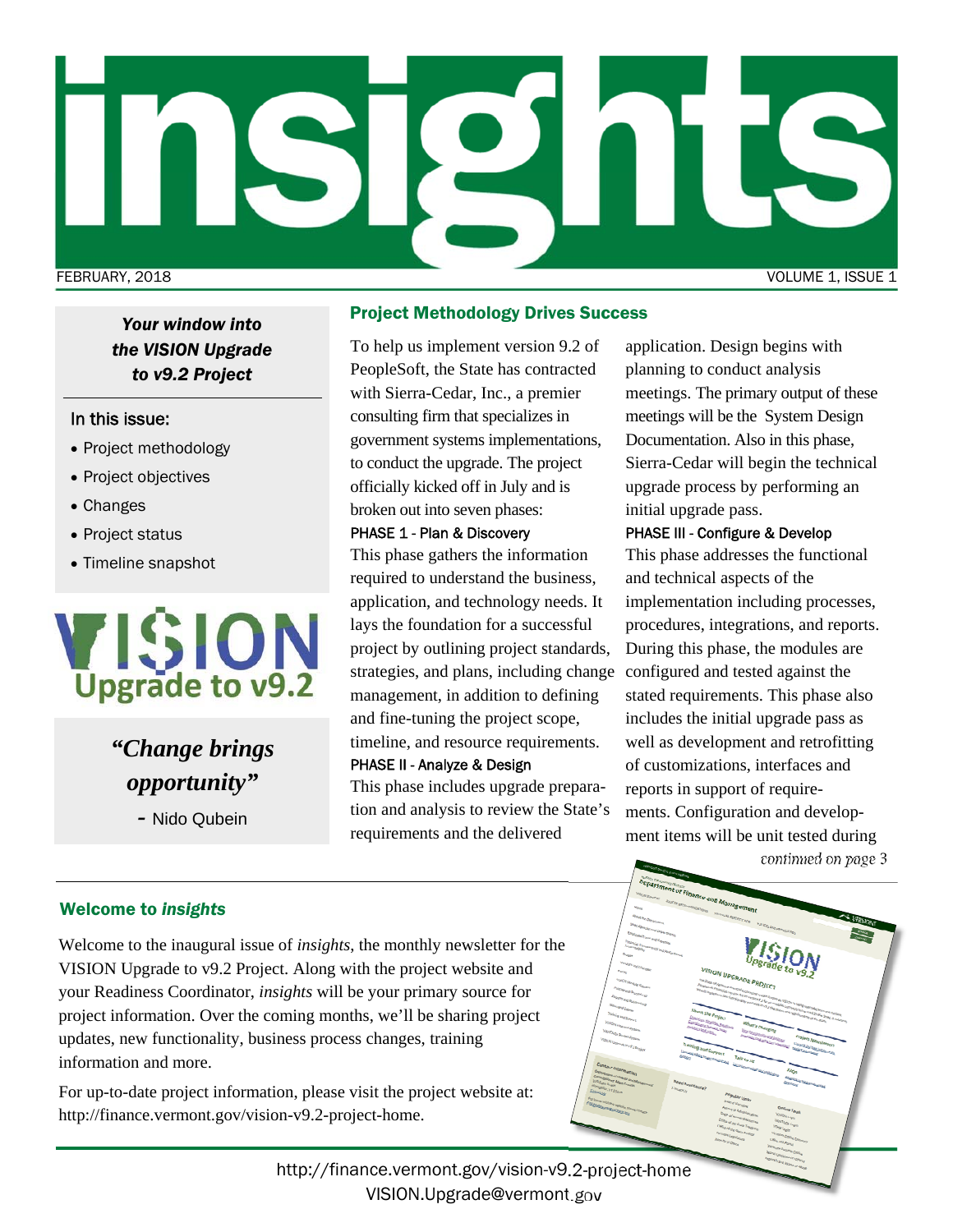# insights

FEBRUARY, 2018

*Your window into the VISION Upgrade to v9.2 Project*

In this issue:

- Project methodology
- Project objectives
- Changes
- Project status
- Timeline snapshot

VISION Upgrade to v9.2

*"Change brings opportunity"*

- Nido Qubein

## Project Methodology Drives Success

To help us implement version 9.2 of PeopleSoft, the State has contracted with Sierra-Cedar, Inc., a premier consulting firm that specializes in government systems implementations, to conduct the upgrade. The project officially kicked off in July and is broken out into seven phases:

PHASE 1 - Plan & Discovery

This phase gathers the information required to understand the business, application, and technology needs. It lays the foundation for a successful project by outlining project standards, strategies, and plans, including change management, in addition to defining and fine-tuning the project scope, timeline, and resource requirements.

PHASE II - Analyze & Design

This phase includes upgrade preparation and analysis to review the State's requirements and the delivered application. Design begins with planning to conduct analysis meetings. The primary output of these meetings will be the System Design Documentation. Also in this phase, Sierra-Cedar will begin the technical upgrade process by performing an initial upgrade pass.

PHASE III - Configure & Develop

This phase addresses the functional and technical aspects of the implementation including processes, procedures, integrations, and reports. During this phase, the modules are configured and tested against the stated requirements. This phase also includes the initial upgrade pass as well as development and retrofitting of customizations, interfaces and reports in support of requirements. Configuration and development items will be unit tested during

*continued on page 3*

## Welcome to *insights*

Welcome to the inaugural issue of *insights*, the monthly newsletter for the VISION Upgrade to v9.2 Project. Along with the project website and your Readiness Coordinator, *insights* will be your primary source for project information. Over the coming months, we'll be sharing project updates, new functionality, business process changes, training information and more.

For up-to-date project information, please visit the project website at: http://finance.vermont.gov/vision-v9.2-project-home.

http://finance.vermont.gov/vision-v9.2-project-home
VISION.Upgrade@vermont.gov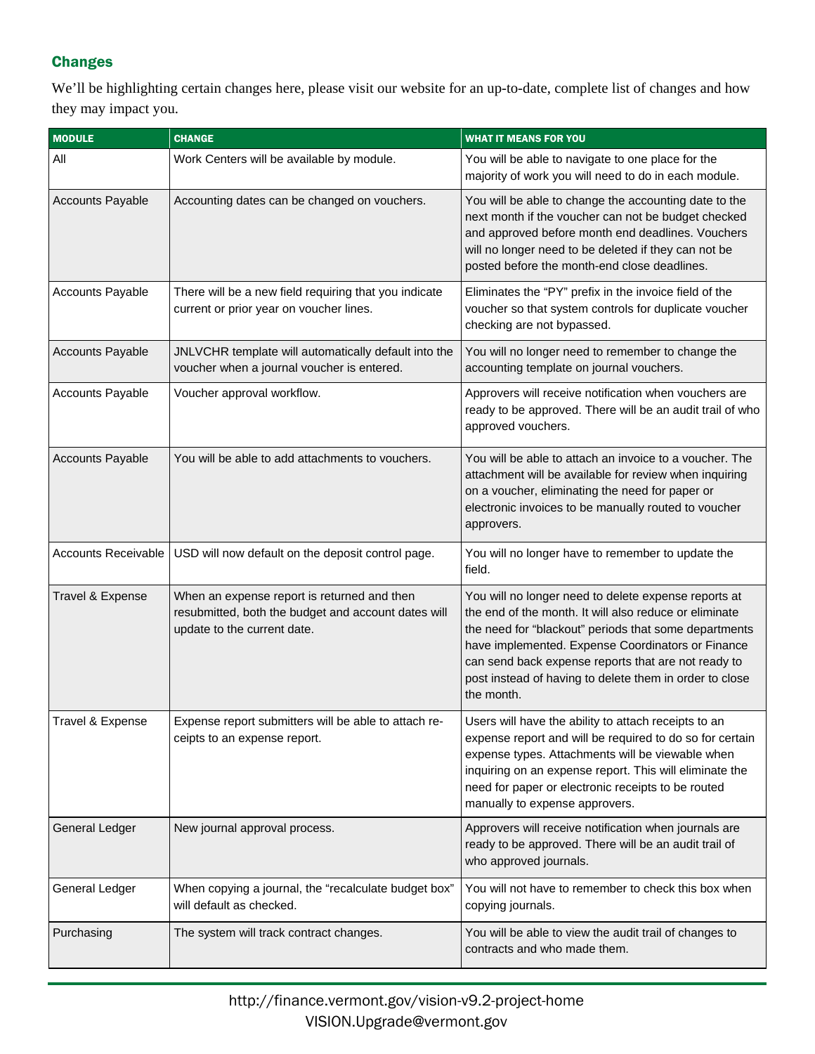## Changes

We'll be highlighting certain changes here, please visit our website for an up-to-date, complete list of changes and how they may impact you.

| MODULE | CHANGE | WHAT IT MEANS FOR YOU |
|---|---|---|
| All | Work Centers will be available by module. | You will be able to navigate to one place for the majority of work you will need to do in each module. |
| Accounts Payable | Accounting dates can be changed on vouchers. | You will be able to change the accounting date to the next month if the voucher can not be budget checked and approved before month end deadlines. Vouchers will no longer need to be deleted if they can not be posted before the month-end close deadlines. |
| Accounts Payable | There will be a new field requiring that you indicate current or prior year on voucher lines. | Eliminates the "PY" prefix in the invoice field of the voucher so that system controls for duplicate voucher checking are not bypassed. |
| Accounts Payable | JNLVCHR template will automatically default into the voucher when a journal voucher is entered. | You will no longer need to remember to change the accounting template on journal vouchers. |
| Accounts Payable | Voucher approval workflow. | Approvers will receive notification when vouchers are ready to be approved. There will be an audit trail of who approved vouchers. |
| Accounts Payable | You will be able to add attachments to vouchers. | You will be able to attach an invoice to a voucher. The attachment will be available for review when inquiring on a voucher, eliminating the need for paper or electronic invoices to be manually routed to voucher approvers. |
| Accounts Receivable | USD will now default on the deposit control page. | You will no longer have to remember to update the field. |
| Travel & Expense | When an expense report is returned and then resubmitted, both the budget and account dates will update to the current date. | You will no longer need to delete expense reports at the end of the month. It will also reduce or eliminate the need for "blackout" periods that some departments have implemented. Expense Coordinators or Finance can send back expense reports that are not ready to post instead of having to delete them in order to close the month. |
| Travel & Expense | Expense report submitters will be able to attach receipts to an expense report. | Users will have the ability to attach receipts to an expense report and will be required to do so for certain expense types. Attachments will be viewable when inquiring on an expense report. This will eliminate the need for paper or electronic receipts to be routed manually to expense approvers. |
| General Ledger | New journal approval process. | Approvers will receive notification when journals are ready to be approved. There will be an audit trail of who approved journals. |
| General Ledger | When copying a journal, the "recalculate budget box" will default as checked. | You will not have to remember to check this box when copying journals. |
| Purchasing | The system will track contract changes. | You will be able to view the audit trail of changes to contracts and who made them. |

http://finance.vermont.gov/vision-v9.2-project-home
VISION.Upgrade@vermont.gov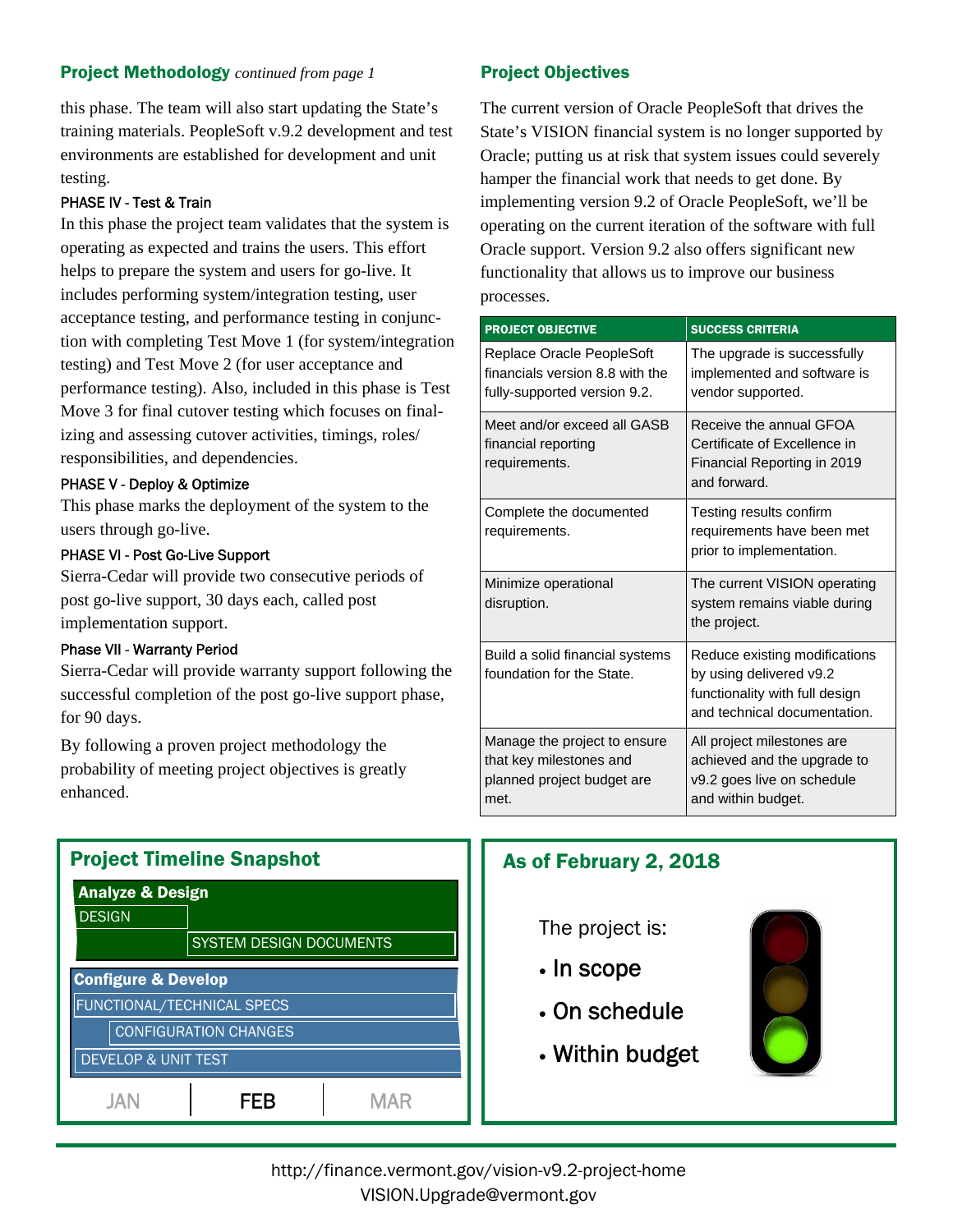## Project Methodology *continued from page 1*

this phase. The team will also start updating the State's training materials. PeopleSoft v.9.2 development and test environments are established for development and unit testing.

PHASE IV - Test & Train

In this phase the project team validates that the system is operating as expected and trains the users. This effort helps to prepare the system and users for go-live. It includes performing system/integration testing, user acceptance testing, and performance testing in conjunction with completing Test Move 1 (for system/integration testing) and Test Move 2 (for user acceptance and performance testing). Also, included in this phase is Test Move 3 for final cutover testing which focuses on finalizing and assessing cutover activities, timings, roles/responsibilities, and dependencies.

PHASE V - Deploy & Optimize

This phase marks the deployment of the system to the users through go-live.

PHASE VI - Post Go-Live Support

Sierra-Cedar will provide two consecutive periods of post go-live support, 30 days each, called post implementation support.

Phase VII - Warranty Period

Sierra-Cedar will provide warranty support following the successful completion of the post go-live support phase, for 90 days.

By following a proven project methodology the probability of meeting project objectives is greatly enhanced.

## Project Objectives

The current version of Oracle PeopleSoft that drives the State's VISION financial system is no longer supported by Oracle; putting us at risk that system issues could severely hamper the financial work that needs to get done. By implementing version 9.2 of Oracle PeopleSoft, we'll be operating on the current iteration of the software with full Oracle support. Version 9.2 also offers significant new functionality that allows us to improve our business processes.

| PROJECT OBJECTIVE | SUCCESS CRITERIA |
|---|---|
| Replace Oracle PeopleSoft financials version 8.8 with the fully-supported version 9.2. | The upgrade is successfully implemented and software is vendor supported. |
| Meet and/or exceed all GASB financial reporting requirements. | Receive the annual GFOA Certificate of Excellence in Financial Reporting in 2019 and forward. |
| Complete the documented requirements. | Testing results confirm requirements have been met prior to implementation. |
| Minimize operational disruption. | The current VISION operating system remains viable during the project. |
| Build a solid financial systems foundation for the State. | Reduce existing modifications by using delivered v9.2 functionality with full design and technical documentation. |
| Manage the project to ensure that key milestones and planned project budget are met. | All project milestones are achieved and the upgrade to v9.2 goes live on schedule and within budget. |

## Project Timeline Snapshot

Analyze & Design

DESIGN

SYSTEM DESIGN DOCUMENTS

Configure & Develop

FUNCTIONAL/TECHNICAL SPECS

CONFIGURATION CHANGES

DEVELOP & UNIT TEST

JAN FEB MAR

## As of February 2, 2018

The project is:

- In scope
- On schedule
- Within budget

http://finance.vermont.gov/vision-v9.2-project-home
VISION.Upgrade@vermont.gov